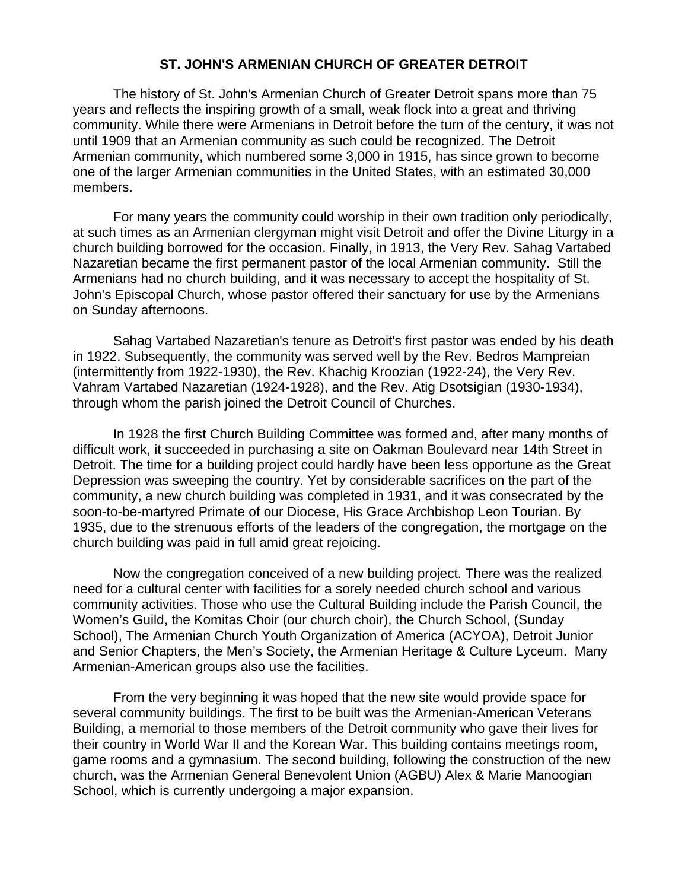# ST. JOHN'S ARMENIAN CHURCH OF GREATER DETROIT

The history of St. John's Armenian Church of Greater Detroit spans more than 75 years and reflects the inspiring growth of a small, weak flock into a great and thriving community. While there were Armenians in Detroit before the turn of the century, it was not until 1909 that an Armenian community as such could be recognized. The Detroit Armenian community, which numbered some 3,000 in 1915, has since grown to become one of the larger Armenian communities in the United States, with an estimated 30,000 members.

For many years the community could worship in their own tradition only periodically, at such times as an Armenian clergyman might visit Detroit and offer the Divine Liturgy in a church building borrowed for the occasion. Finally, in 1913, the Very Rev. Sahag Vartabed Nazaretian became the first permanent pastor of the local Armenian community. Still the Armenians had no church building, and it was necessary to accept the hospitality of St. John's Episcopal Church, whose pastor offered their sanctuary for use by the Armenians on Sunday afternoons.

Sahag Vartabed Nazaretian's tenure as Detroit's first pastor was ended by his death in 1922. Subsequently, the community was served well by the Rev. Bedros Mampreian (intermittently from 1922-1930), the Rev. Khachig Kroozian (1922-24), the Very Rev. Vahram Vartabed Nazaretian (1924-1928), and the Rev. Atig Dsotsigian (1930-1934), through whom the parish joined the Detroit Council of Churches.

In 1928 the first Church Building Committee was formed and, after many months of difficult work, it succeeded in purchasing a site on Oakman Boulevard near 14th Street in Detroit. The time for a building project could hardly have been less opportune as the Great Depression was sweeping the country. Yet by considerable sacrifices on the part of the community, a new church building was completed in 1931, and it was consecrated by the soon-to-be-martyred Primate of our Diocese, His Grace Archbishop Leon Tourian. By 1935, due to the strenuous efforts of the leaders of the congregation, the mortgage on the church building was paid in full amid great rejoicing.

Now the congregation conceived of a new building project. There was the realized need for a cultural center with facilities for a sorely needed church school and various community activities. Those who use the Cultural Building include the Parish Council, the Women's Guild, the Komitas Choir (our church choir), the Church School, (Sunday School), The Armenian Church Youth Organization of America (ACYOA), Detroit Junior and Senior Chapters, the Men's Society, the Armenian Heritage & Culture Lyceum. Many Armenian-American groups also use the facilities.

From the very beginning it was hoped that the new site would provide space for several community buildings. The first to be built was the Armenian-American Veterans Building, a memorial to those members of the Detroit community who gave their lives for their country in World War II and the Korean War. This building contains meetings room, game rooms and a gymnasium. The second building, following the construction of the new church, was the Armenian General Benevolent Union (AGBU) Alex & Marie Manoogian School, which is currently undergoing a major expansion.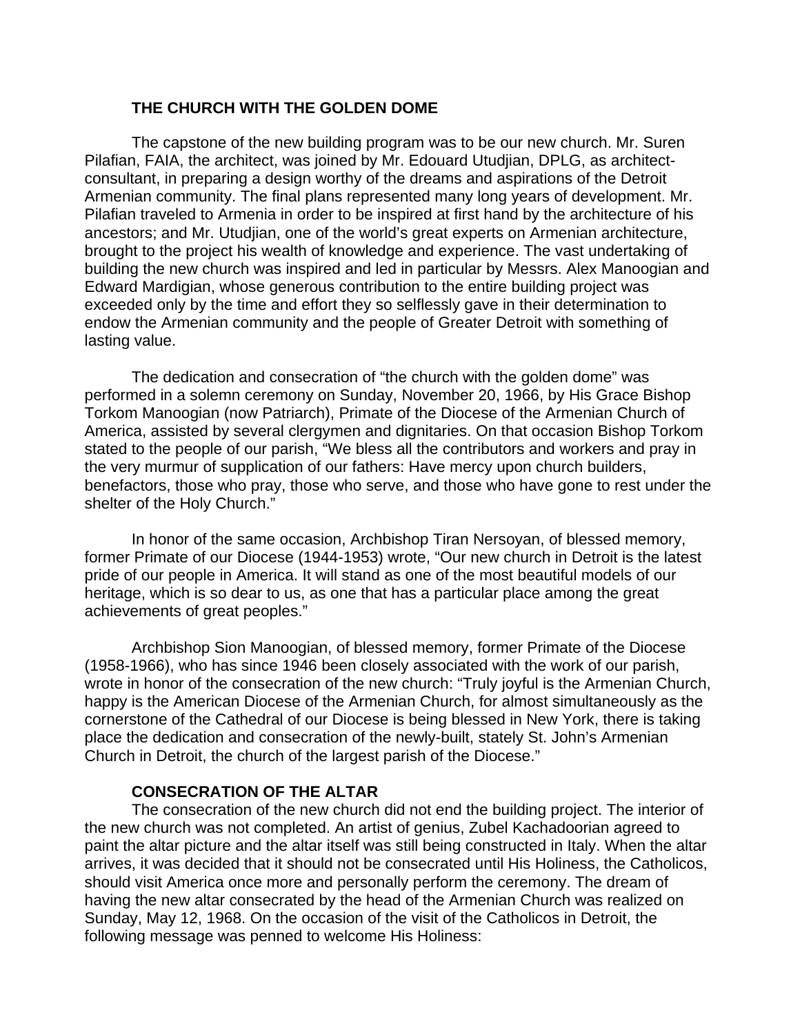## THE CHURCH WITH THE GOLDEN DOME

The capstone of the new building program was to be our new church. Mr. Suren Pilafian, FAIA, the architect, was joined by Mr. Edouard Utudjian, DPLG, as architect-consultant, in preparing a design worthy of the dreams and aspirations of the Detroit Armenian community. The final plans represented many long years of development. Mr. Pilafian traveled to Armenia in order to be inspired at first hand by the architecture of his ancestors; and Mr. Utudjian, one of the world's great experts on Armenian architecture, brought to the project his wealth of knowledge and experience. The vast undertaking of building the new church was inspired and led in particular by Messrs. Alex Manoogian and Edward Mardigian, whose generous contribution to the entire building project was exceeded only by the time and effort they so selflessly gave in their determination to endow the Armenian community and the people of Greater Detroit with something of lasting value.

The dedication and consecration of "the church with the golden dome" was performed in a solemn ceremony on Sunday, November 20, 1966, by His Grace Bishop Torkom Manoogian (now Patriarch), Primate of the Diocese of the Armenian Church of America, assisted by several clergymen and dignitaries. On that occasion Bishop Torkom stated to the people of our parish, "We bless all the contributors and workers and pray in the very murmur of supplication of our fathers: Have mercy upon church builders, benefactors, those who pray, those who serve, and those who have gone to rest under the shelter of the Holy Church."

In honor of the same occasion, Archbishop Tiran Nersoyan, of blessed memory, former Primate of our Diocese (1944-1953) wrote, "Our new church in Detroit is the latest pride of our people in America. It will stand as one of the most beautiful models of our heritage, which is so dear to us, as one that has a particular place among the great achievements of great peoples."

Archbishop Sion Manoogian, of blessed memory, former Primate of the Diocese (1958-1966), who has since 1946 been closely associated with the work of our parish, wrote in honor of the consecration of the new church: "Truly joyful is the Armenian Church, happy is the American Diocese of the Armenian Church, for almost simultaneously as the cornerstone of the Cathedral of our Diocese is being blessed in New York, there is taking place the dedication and consecration of the newly-built, stately St. John's Armenian Church in Detroit, the church of the largest parish of the Diocese."

## CONSECRATION OF THE ALTAR

The consecration of the new church did not end the building project. The interior of the new church was not completed. An artist of genius, Zubel Kachadoorian agreed to paint the altar picture and the altar itself was still being constructed in Italy. When the altar arrives, it was decided that it should not be consecrated until His Holiness, the Catholicos, should visit America once more and personally perform the ceremony. The dream of having the new altar consecrated by the head of the Armenian Church was realized on Sunday, May 12, 1968. On the occasion of the visit of the Catholicos in Detroit, the following message was penned to welcome His Holiness: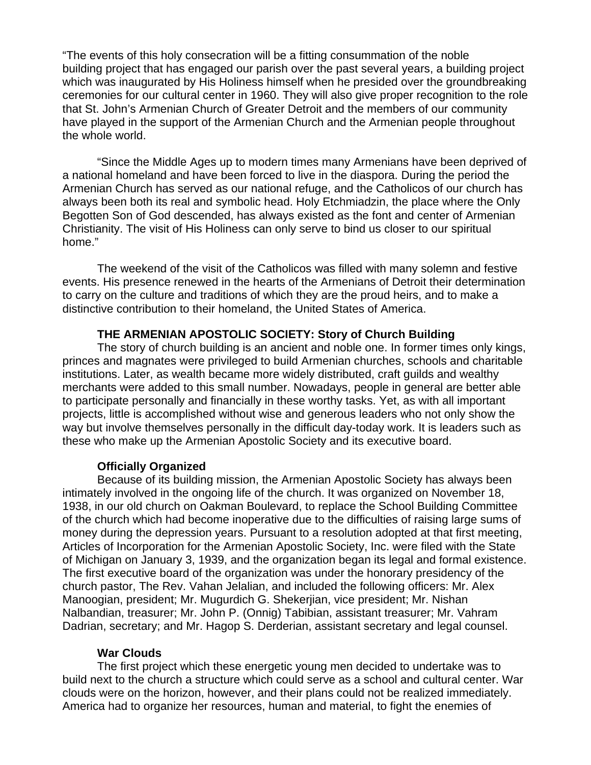"The events of this holy consecration will be a fitting consummation of the noble building project that has engaged our parish over the past several years, a building project which was inaugurated by His Holiness himself when he presided over the groundbreaking ceremonies for our cultural center in 1960. They will also give proper recognition to the role that St. John's Armenian Church of Greater Detroit and the members of our community have played in the support of the Armenian Church and the Armenian people throughout the whole world.

"Since the Middle Ages up to modern times many Armenians have been deprived of a national homeland and have been forced to live in the diaspora. During the period the Armenian Church has served as our national refuge, and the Catholicos of our church has always been both its real and symbolic head. Holy Etchmiadzin, the place where the Only Begotten Son of God descended, has always existed as the font and center of Armenian Christianity. The visit of His Holiness can only serve to bind us closer to our spiritual home."

The weekend of the visit of the Catholicos was filled with many solemn and festive events. His presence renewed in the hearts of the Armenians of Detroit their determination to carry on the culture and traditions of which they are the proud heirs, and to make a distinctive contribution to their homeland, the United States of America.

## THE ARMENIAN APOSTOLIC SOCIETY: Story of Church Building

The story of church building is an ancient and noble one. In former times only kings, princes and magnates were privileged to build Armenian churches, schools and charitable institutions. Later, as wealth became more widely distributed, craft guilds and wealthy merchants were added to this small number. Nowadays, people in general are better able to participate personally and financially in these worthy tasks. Yet, as with all important projects, little is accomplished without wise and generous leaders who not only show the way but involve themselves personally in the difficult day-today work. It is leaders such as these who make up the Armenian Apostolic Society and its executive board.

### Officially Organized

Because of its building mission, the Armenian Apostolic Society has always been intimately involved in the ongoing life of the church. It was organized on November 18, 1938, in our old church on Oakman Boulevard, to replace the School Building Committee of the church which had become inoperative due to the difficulties of raising large sums of money during the depression years. Pursuant to a resolution adopted at that first meeting, Articles of Incorporation for the Armenian Apostolic Society, Inc. were filed with the State of Michigan on January 3, 1939, and the organization began its legal and formal existence. The first executive board of the organization was under the honorary presidency of the church pastor, The Rev. Vahan Jelalian, and included the following officers: Mr. Alex Manoogian, president; Mr. Mugurdich G. Shekerjian, vice president; Mr. Nishan Nalbandian, treasurer; Mr. John P. (Onnig) Tabibian, assistant treasurer; Mr. Vahram Dadrian, secretary; and Mr. Hagop S. Derderian, assistant secretary and legal counsel.

### War Clouds

The first project which these energetic young men decided to undertake was to build next to the church a structure which could serve as a school and cultural center. War clouds were on the horizon, however, and their plans could not be realized immediately. America had to organize her resources, human and material, to fight the enemies of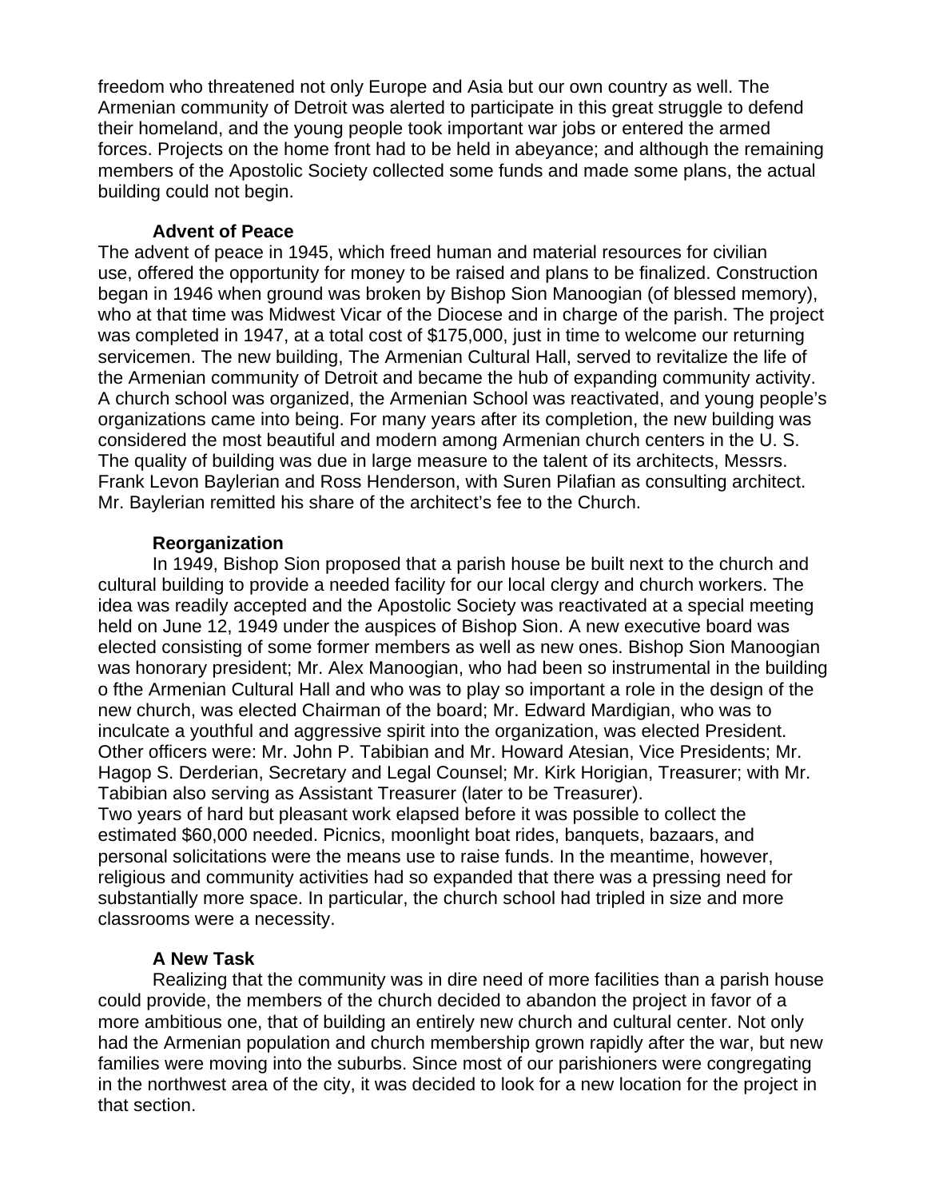freedom who threatened not only Europe and Asia but our own country as well. The Armenian community of Detroit was alerted to participate in this great struggle to defend their homeland, and the young people took important war jobs or entered the armed forces. Projects on the home front had to be held in abeyance; and although the remaining members of the Apostolic Society collected some funds and made some plans, the actual building could not begin.

### Advent of Peace

The advent of peace in 1945, which freed human and material resources for civilian use, offered the opportunity for money to be raised and plans to be finalized. Construction began in 1946 when ground was broken by Bishop Sion Manoogian (of blessed memory), who at that time was Midwest Vicar of the Diocese and in charge of the parish. The project was completed in 1947, at a total cost of $175,000, just in time to welcome our returning servicemen. The new building, The Armenian Cultural Hall, served to revitalize the life of the Armenian community of Detroit and became the hub of expanding community activity. A church school was organized, the Armenian School was reactivated, and young people's organizations came into being. For many years after its completion, the new building was considered the most beautiful and modern among Armenian church centers in the U. S. The quality of building was due in large measure to the talent of its architects, Messrs. Frank Levon Baylerian and Ross Henderson, with Suren Pilafian as consulting architect. Mr. Baylerian remitted his share of the architect's fee to the Church.

### Reorganization

In 1949, Bishop Sion proposed that a parish house be built next to the church and cultural building to provide a needed facility for our local clergy and church workers. The idea was readily accepted and the Apostolic Society was reactivated at a special meeting held on June 12, 1949 under the auspices of Bishop Sion. A new executive board was elected consisting of some former members as well as new ones. Bishop Sion Manoogian was honorary president; Mr. Alex Manoogian, who had been so instrumental in the building o fthe Armenian Cultural Hall and who was to play so important a role in the design of the new church, was elected Chairman of the board; Mr. Edward Mardigian, who was to inculcate a youthful and aggressive spirit into the organization, was elected President. Other officers were: Mr. John P. Tabibian and Mr. Howard Atesian, Vice Presidents; Mr. Hagop S. Derderian, Secretary and Legal Counsel; Mr. Kirk Horigian, Treasurer; with Mr. Tabibian also serving as Assistant Treasurer (later to be Treasurer).

Two years of hard but pleasant work elapsed before it was possible to collect the estimated $60,000 needed. Picnics, moonlight boat rides, banquets, bazaars, and personal solicitations were the means use to raise funds. In the meantime, however, religious and community activities had so expanded that there was a pressing need for substantially more space. In particular, the church school had tripled in size and more classrooms were a necessity.

### A New Task

Realizing that the community was in dire need of more facilities than a parish house could provide, the members of the church decided to abandon the project in favor of a more ambitious one, that of building an entirely new church and cultural center. Not only had the Armenian population and church membership grown rapidly after the war, but new families were moving into the suburbs. Since most of our parishioners were congregating in the northwest area of the city, it was decided to look for a new location for the project in that section.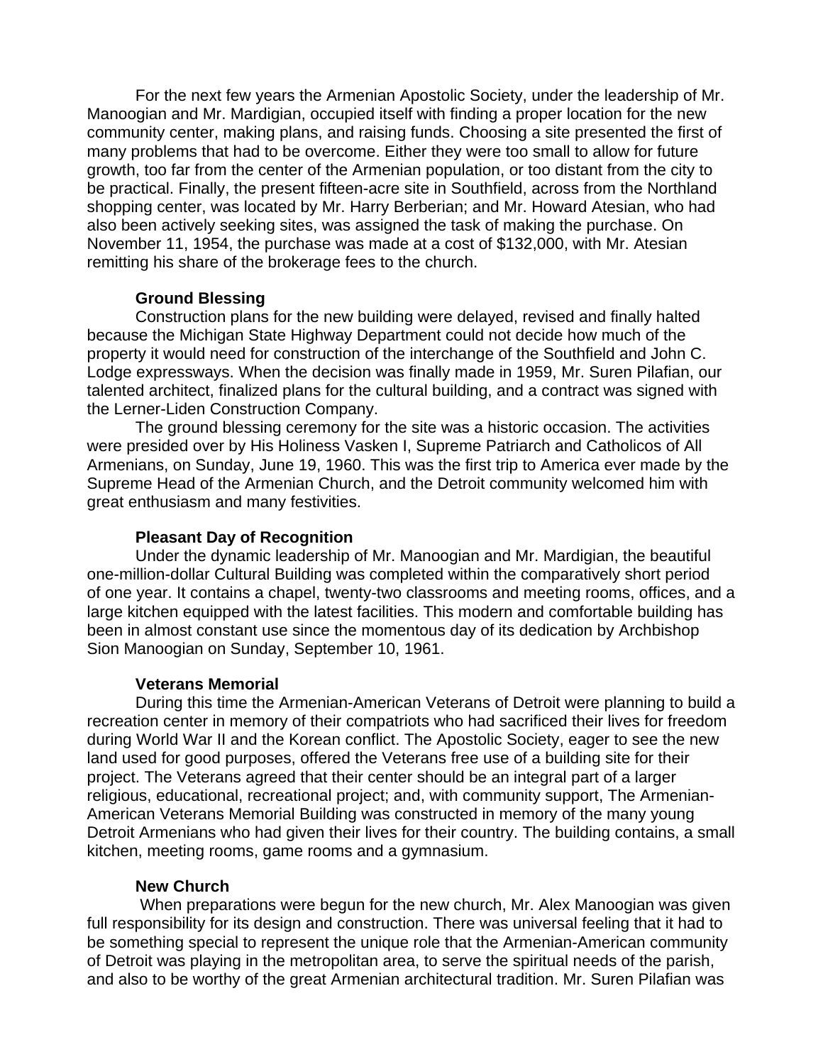For the next few years the Armenian Apostolic Society, under the leadership of Mr. Manoogian and Mr. Mardigian, occupied itself with finding a proper location for the new community center, making plans, and raising funds. Choosing a site presented the first of many problems that had to be overcome. Either they were too small to allow for future growth, too far from the center of the Armenian population, or too distant from the city to be practical. Finally, the present fifteen-acre site in Southfield, across from the Northland shopping center, was located by Mr. Harry Berberian; and Mr. Howard Atesian, who had also been actively seeking sites, was assigned the task of making the purchase. On November 11, 1954, the purchase was made at a cost of $132,000, with Mr. Atesian remitting his share of the brokerage fees to the church.

**Ground Blessing**

Construction plans for the new building were delayed, revised and finally halted because the Michigan State Highway Department could not decide how much of the property it would need for construction of the interchange of the Southfield and John C. Lodge expressways. When the decision was finally made in 1959, Mr. Suren Pilafian, our talented architect, finalized plans for the cultural building, and a contract was signed with the Lerner-Liden Construction Company.

The ground blessing ceremony for the site was a historic occasion. The activities were presided over by His Holiness Vasken I, Supreme Patriarch and Catholicos of All Armenians, on Sunday, June 19, 1960. This was the first trip to America ever made by the Supreme Head of the Armenian Church, and the Detroit community welcomed him with great enthusiasm and many festivities.

**Pleasant Day of Recognition**

Under the dynamic leadership of Mr. Manoogian and Mr. Mardigian, the beautiful one-million-dollar Cultural Building was completed within the comparatively short period of one year. It contains a chapel, twenty-two classrooms and meeting rooms, offices, and a large kitchen equipped with the latest facilities. This modern and comfortable building has been in almost constant use since the momentous day of its dedication by Archbishop Sion Manoogian on Sunday, September 10, 1961.

**Veterans Memorial**

During this time the Armenian-American Veterans of Detroit were planning to build a recreation center in memory of their compatriots who had sacrificed their lives for freedom during World War II and the Korean conflict. The Apostolic Society, eager to see the new land used for good purposes, offered the Veterans free use of a building site for their project. The Veterans agreed that their center should be an integral part of a larger religious, educational, recreational project; and, with community support, The Armenian-American Veterans Memorial Building was constructed in memory of the many young Detroit Armenians who had given their lives for their country. The building contains, a small kitchen, meeting rooms, game rooms and a gymnasium.

**New Church**

When preparations were begun for the new church, Mr. Alex Manoogian was given full responsibility for its design and construction. There was universal feeling that it had to be something special to represent the unique role that the Armenian-American community of Detroit was playing in the metropolitan area, to serve the spiritual needs of the parish, and also to be worthy of the great Armenian architectural tradition. Mr. Suren Pilafian was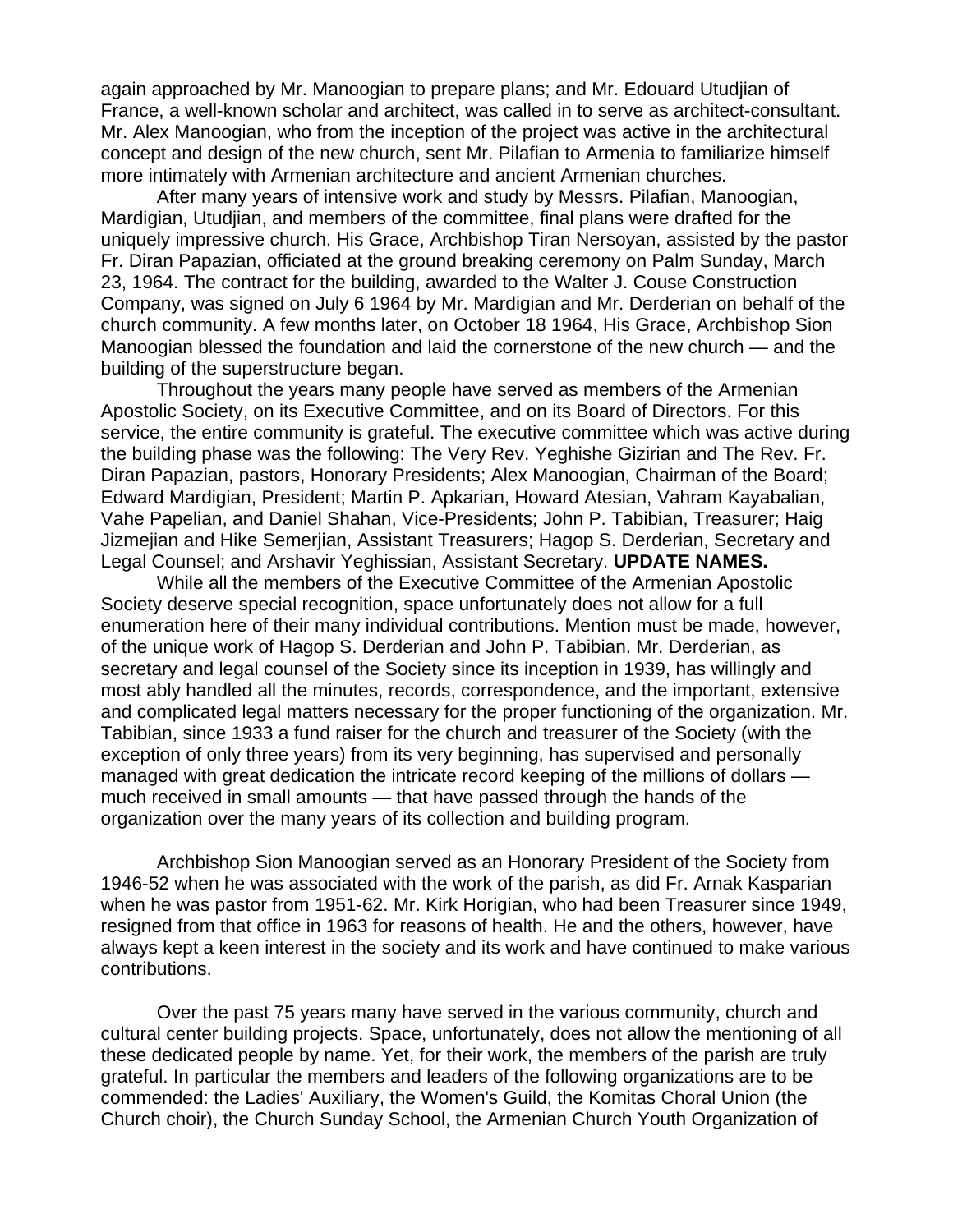again approached by Mr. Manoogian to prepare plans; and Mr. Edouard Utudjian of France, a well-known scholar and architect, was called in to serve as architect-consultant. Mr. Alex Manoogian, who from the inception of the project was active in the architectural concept and design of the new church, sent Mr. Pilafian to Armenia to familiarize himself more intimately with Armenian architecture and ancient Armenian churches.

After many years of intensive work and study by Messrs. Pilafian, Manoogian, Mardigian, Utudjian, and members of the committee, final plans were drafted for the uniquely impressive church. His Grace, Archbishop Tiran Nersoyan, assisted by the pastor Fr. Diran Papazian, officiated at the ground breaking ceremony on Palm Sunday, March 23, 1964. The contract for the building, awarded to the Walter J. Couse Construction Company, was signed on July 6 1964 by Mr. Mardigian and Mr. Derderian on behalf of the church community. A few months later, on October 18 1964, His Grace, Archbishop Sion Manoogian blessed the foundation and laid the cornerstone of the new church — and the building of the superstructure began.

Throughout the years many people have served as members of the Armenian Apostolic Society, on its Executive Committee, and on its Board of Directors. For this service, the entire community is grateful. The executive committee which was active during the building phase was the following: The Very Rev. Yeghishe Gizirian and The Rev. Fr. Diran Papazian, pastors, Honorary Presidents; Alex Manoogian, Chairman of the Board; Edward Mardigian, President; Martin P. Apkarian, Howard Atesian, Vahram Kayabalian, Vahe Papelian, and Daniel Shahan, Vice-Presidents; John P. Tabibian, Treasurer; Haig Jizmejian and Hike Semerjian, Assistant Treasurers; Hagop S. Derderian, Secretary and Legal Counsel; and Arshavir Yeghissian, Assistant Secretary. **UPDATE NAMES.**

While all the members of the Executive Committee of the Armenian Apostolic Society deserve special recognition, space unfortunately does not allow for a full enumeration here of their many individual contributions. Mention must be made, however, of the unique work of Hagop S. Derderian and John P. Tabibian. Mr. Derderian, as secretary and legal counsel of the Society since its inception in 1939, has willingly and most ably handled all the minutes, records, correspondence, and the important, extensive and complicated legal matters necessary for the proper functioning of the organization. Mr. Tabibian, since 1933 a fund raiser for the church and treasurer of the Society (with the exception of only three years) from its very beginning, has supervised and personally managed with great dedication the intricate record keeping of the millions of dollars — much received in small amounts — that have passed through the hands of the organization over the many years of its collection and building program.

Archbishop Sion Manoogian served as an Honorary President of the Society from 1946-52 when he was associated with the work of the parish, as did Fr. Arnak Kasparian when he was pastor from 1951-62. Mr. Kirk Horigian, who had been Treasurer since 1949, resigned from that office in 1963 for reasons of health. He and the others, however, have always kept a keen interest in the society and its work and have continued to make various contributions.

Over the past 75 years many have served in the various community, church and cultural center building projects. Space, unfortunately, does not allow the mentioning of all these dedicated people by name. Yet, for their work, the members of the parish are truly grateful. In particular the members and leaders of the following organizations are to be commended: the Ladies' Auxiliary, the Women's Guild, the Komitas Choral Union (the Church choir), the Church Sunday School, the Armenian Church Youth Organization of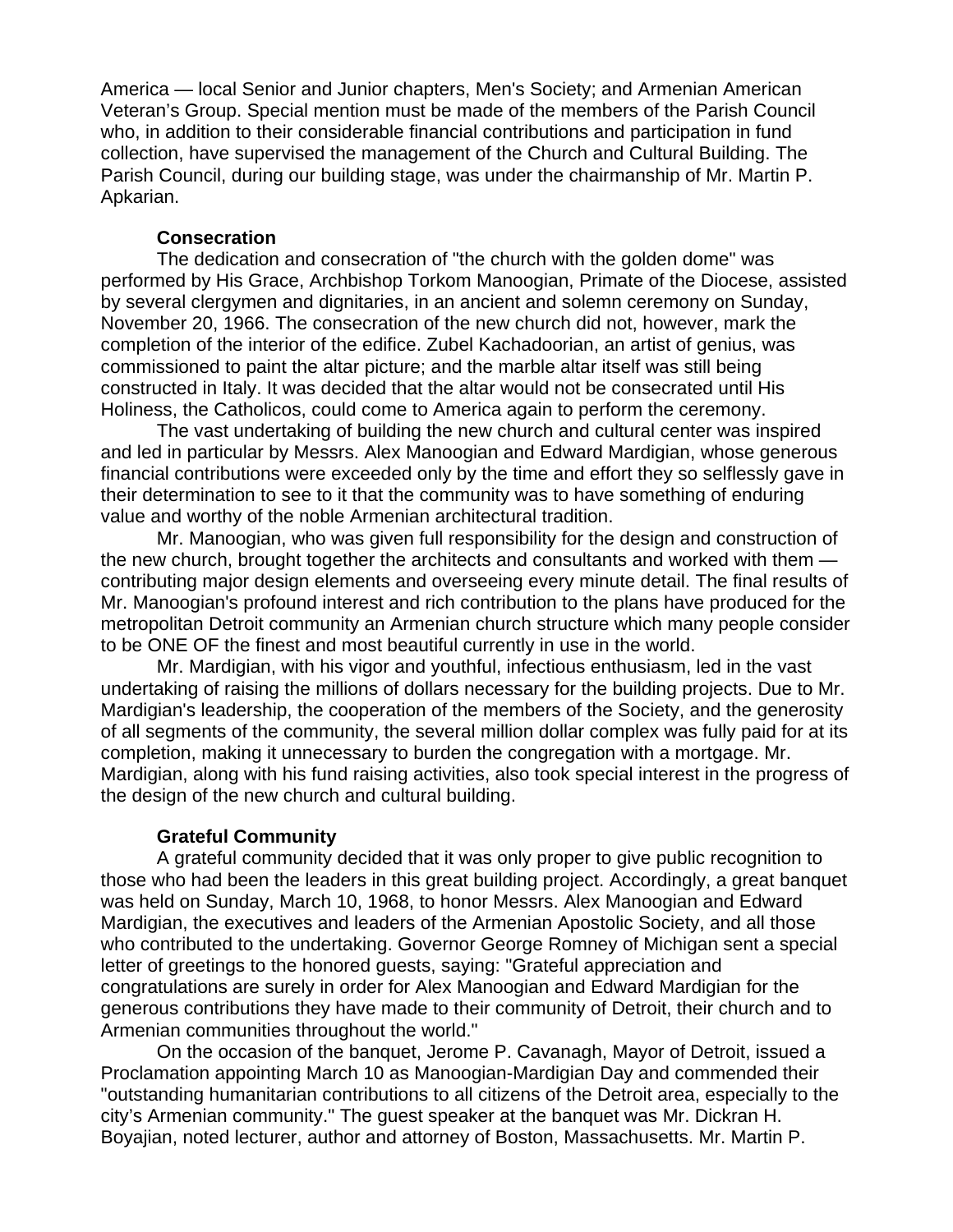America — local Senior and Junior chapters, Men's Society; and Armenian American Veteran's Group. Special mention must be made of the members of the Parish Council who, in addition to their considerable financial contributions and participation in fund collection, have supervised the management of the Church and Cultural Building. The Parish Council, during our building stage, was under the chairmanship of Mr. Martin P. Apkarian.

**Consecration**

The dedication and consecration of "the church with the golden dome" was performed by His Grace, Archbishop Torkom Manoogian, Primate of the Diocese, assisted by several clergymen and dignitaries, in an ancient and solemn ceremony on Sunday, November 20, 1966. The consecration of the new church did not, however, mark the completion of the interior of the edifice. Zubel Kachadoorian, an artist of genius, was commissioned to paint the altar picture; and the marble altar itself was still being constructed in Italy. It was decided that the altar would not be consecrated until His Holiness, the Catholicos, could come to America again to perform the ceremony.

The vast undertaking of building the new church and cultural center was inspired and led in particular by Messrs. Alex Manoogian and Edward Mardigian, whose generous financial contributions were exceeded only by the time and effort they so selflessly gave in their determination to see to it that the community was to have something of enduring value and worthy of the noble Armenian architectural tradition.

Mr. Manoogian, who was given full responsibility for the design and construction of the new church, brought together the architects and consultants and worked with them — contributing major design elements and overseeing every minute detail. The final results of Mr. Manoogian's profound interest and rich contribution to the plans have produced for the metropolitan Detroit community an Armenian church structure which many people consider to be ONE OF the finest and most beautiful currently in use in the world.

Mr. Mardigian, with his vigor and youthful, infectious enthusiasm, led in the vast undertaking of raising the millions of dollars necessary for the building projects. Due to Mr. Mardigian's leadership, the cooperation of the members of the Society, and the generosity of all segments of the community, the several million dollar complex was fully paid for at its completion, making it unnecessary to burden the congregation with a mortgage. Mr. Mardigian, along with his fund raising activities, also took special interest in the progress of the design of the new church and cultural building.

**Grateful Community**

A grateful community decided that it was only proper to give public recognition to those who had been the leaders in this great building project. Accordingly, a great banquet was held on Sunday, March 10, 1968, to honor Messrs. Alex Manoogian and Edward Mardigian, the executives and leaders of the Armenian Apostolic Society, and all those who contributed to the undertaking. Governor George Romney of Michigan sent a special letter of greetings to the honored guests, saying: "Grateful appreciation and congratulations are surely in order for Alex Manoogian and Edward Mardigian for the generous contributions they have made to their community of Detroit, their church and to Armenian communities throughout the world."

On the occasion of the banquet, Jerome P. Cavanagh, Mayor of Detroit, issued a Proclamation appointing March 10 as Manoogian-Mardigian Day and commended their "outstanding humanitarian contributions to all citizens of the Detroit area, especially to the city's Armenian community." The guest speaker at the banquet was Mr. Dickran H. Boyajian, noted lecturer, author and attorney of Boston, Massachusetts. Mr. Martin P.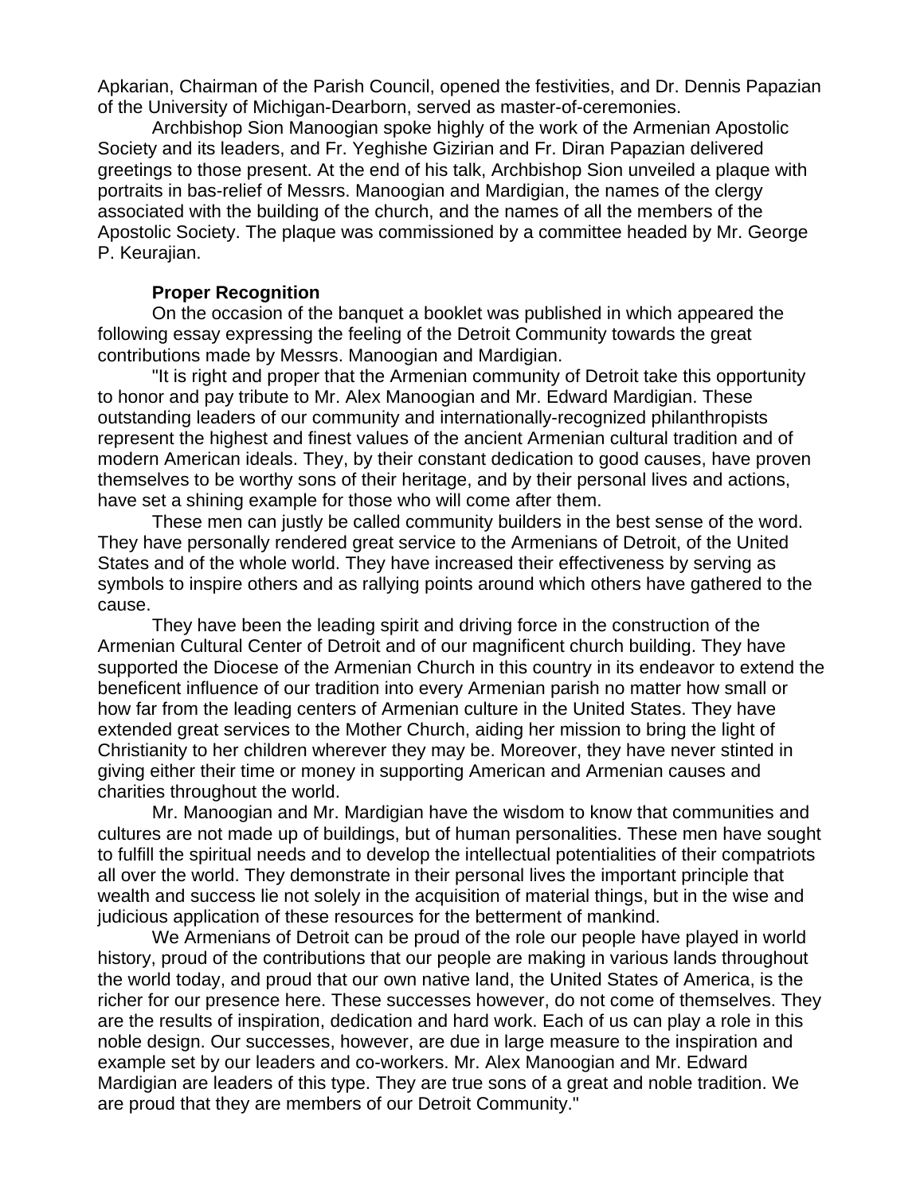Apkarian, Chairman of the Parish Council, opened the festivities, and Dr. Dennis Papazian of the University of Michigan-Dearborn, served as master-of-ceremonies.

Archbishop Sion Manoogian spoke highly of the work of the Armenian Apostolic Society and its leaders, and Fr. Yeghishe Gizirian and Fr. Diran Papazian delivered greetings to those present. At the end of his talk, Archbishop Sion unveiled a plaque with portraits in bas-relief of Messrs. Manoogian and Mardigian, the names of the clergy associated with the building of the church, and the names of all the members of the Apostolic Society. The plaque was commissioned by a committee headed by Mr. George P. Keurajian.

**Proper Recognition**

On the occasion of the banquet a booklet was published in which appeared the following essay expressing the feeling of the Detroit Community towards the great contributions made by Messrs. Manoogian and Mardigian.

"It is right and proper that the Armenian community of Detroit take this opportunity to honor and pay tribute to Mr. Alex Manoogian and Mr. Edward Mardigian. These outstanding leaders of our community and internationally-recognized philanthropists represent the highest and finest values of the ancient Armenian cultural tradition and of modern American ideals. They, by their constant dedication to good causes, have proven themselves to be worthy sons of their heritage, and by their personal lives and actions, have set a shining example for those who will come after them.

These men can justly be called community builders in the best sense of the word. They have personally rendered great service to the Armenians of Detroit, of the United States and of the whole world. They have increased their effectiveness by serving as symbols to inspire others and as rallying points around which others have gathered to the cause.

They have been the leading spirit and driving force in the construction of the Armenian Cultural Center of Detroit and of our magnificent church building. They have supported the Diocese of the Armenian Church in this country in its endeavor to extend the beneficent influence of our tradition into every Armenian parish no matter how small or how far from the leading centers of Armenian culture in the United States. They have extended great services to the Mother Church, aiding her mission to bring the light of Christianity to her children wherever they may be. Moreover, they have never stinted in giving either their time or money in supporting American and Armenian causes and charities throughout the world.

Mr. Manoogian and Mr. Mardigian have the wisdom to know that communities and cultures are not made up of buildings, but of human personalities. These men have sought to fulfill the spiritual needs and to develop the intellectual potentialities of their compatriots all over the world. They demonstrate in their personal lives the important principle that wealth and success lie not solely in the acquisition of material things, but in the wise and judicious application of these resources for the betterment of mankind.

We Armenians of Detroit can be proud of the role our people have played in world history, proud of the contributions that our people are making in various lands throughout the world today, and proud that our own native land, the United States of America, is the richer for our presence here. These successes however, do not come of themselves. They are the results of inspiration, dedication and hard work. Each of us can play a role in this noble design. Our successes, however, are due in large measure to the inspiration and example set by our leaders and co-workers. Mr. Alex Manoogian and Mr. Edward Mardigian are leaders of this type. They are true sons of a great and noble tradition. We are proud that they are members of our Detroit Community."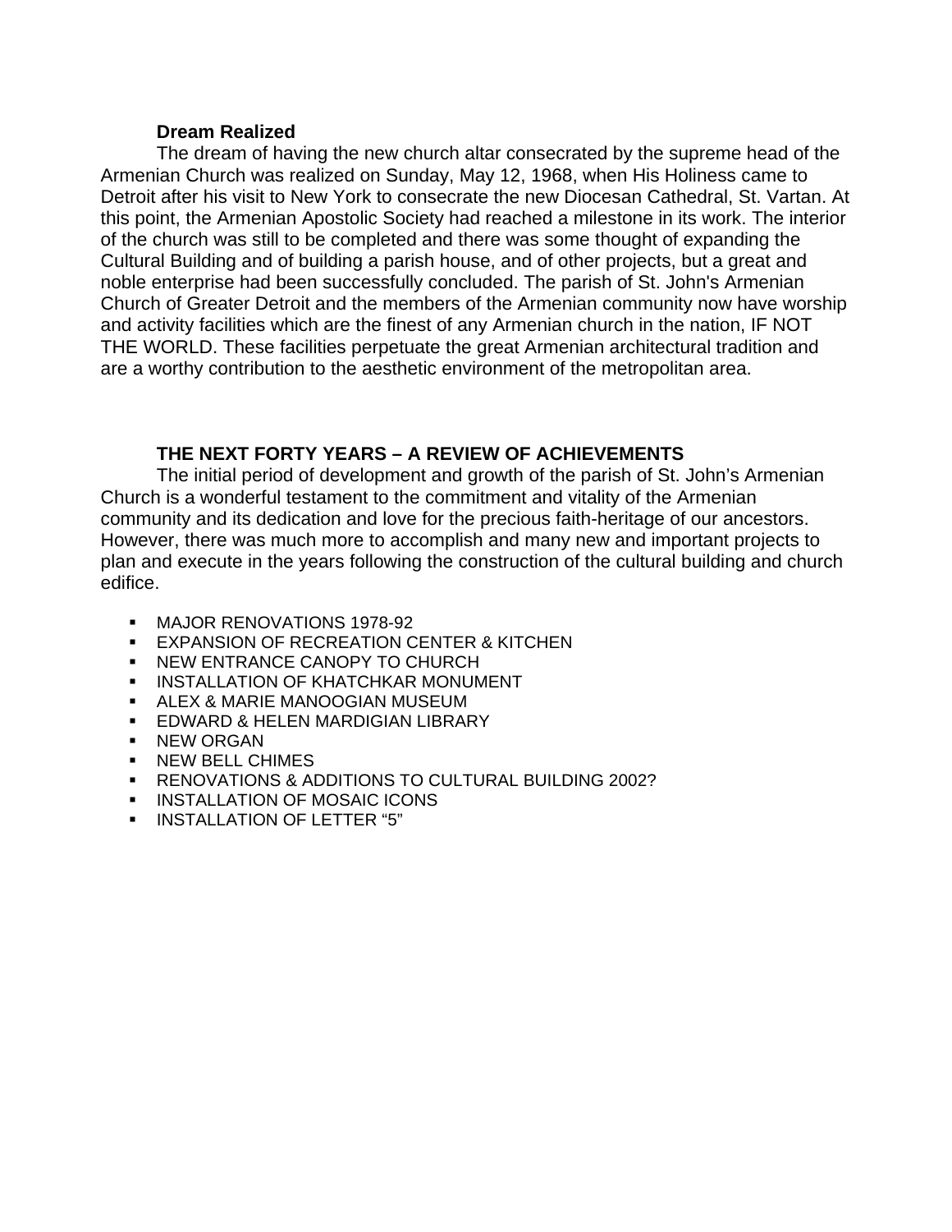### Dream Realized

The dream of having the new church altar consecrated by the supreme head of the Armenian Church was realized on Sunday, May 12, 1968, when His Holiness came to Detroit after his visit to New York to consecrate the new Diocesan Cathedral, St. Vartan. At this point, the Armenian Apostolic Society had reached a milestone in its work. The interior of the church was still to be completed and there was some thought of expanding the Cultural Building and of building a parish house, and of other projects, but a great and noble enterprise had been successfully concluded. The parish of St. John's Armenian Church of Greater Detroit and the members of the Armenian community now have worship and activity facilities which are the finest of any Armenian church in the nation, IF NOT THE WORLD. These facilities perpetuate the great Armenian architectural tradition and are a worthy contribution to the aesthetic environment of the metropolitan area.

### THE NEXT FORTY YEARS – A REVIEW OF ACHIEVEMENTS

The initial period of development and growth of the parish of St. John's Armenian Church is a wonderful testament to the commitment and vitality of the Armenian community and its dedication and love for the precious faith-heritage of our ancestors. However, there was much more to accomplish and many new and important projects to plan and execute in the years following the construction of the cultural building and church edifice.

- MAJOR RENOVATIONS 1978-92
- EXPANSION OF RECREATION CENTER & KITCHEN
- NEW ENTRANCE CANOPY TO CHURCH
- INSTALLATION OF KHATCHKAR MONUMENT
- ALEX & MARIE MANOOGIAN MUSEUM
- EDWARD & HELEN MARDIGIAN LIBRARY
- NEW ORGAN
- NEW BELL CHIMES
- RENOVATIONS & ADDITIONS TO CULTURAL BUILDING 2002?
- INSTALLATION OF MOSAIC ICONS
- INSTALLATION OF LETTER "5"